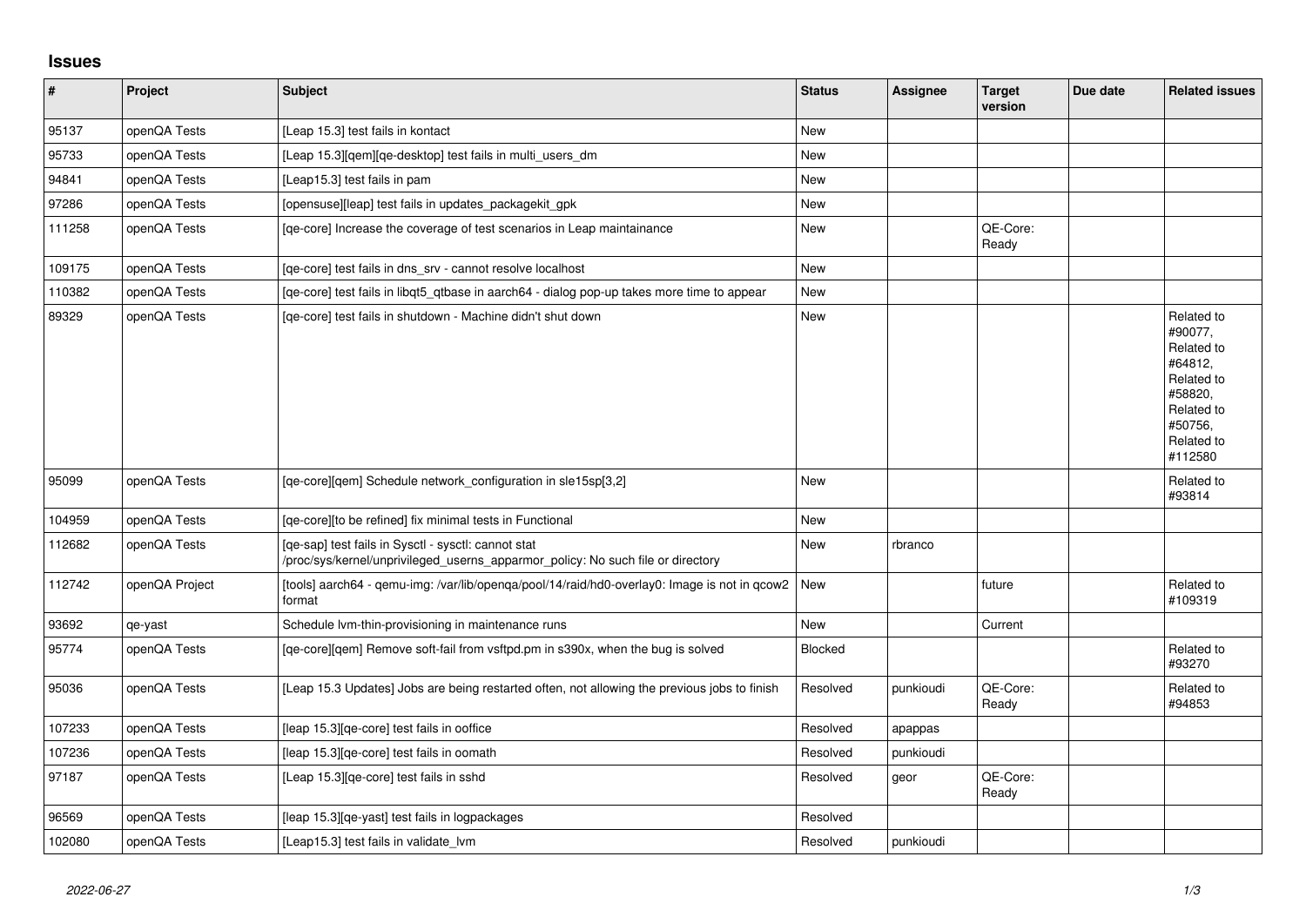# Issues

| # | Project | Subject | Status | Assignee | Target version | Due date | Related issues |
|---|---|---|---|---|---|---|---|
| 95137 | openQA Tests | [Leap 15.3] test fails in kontact | New | | | | |
| 95733 | openQA Tests | [Leap 15.3][qem][qe-desktop] test fails in multi_users_dm | New | | | | |
| 94841 | openQA Tests | [Leap15.3] test fails in pam | New | | | | |
| 97286 | openQA Tests | [opensuse][leap] test fails in updates_packagekit_gpk | New | | | | |
| 111258 | openQA Tests | [qe-core] Increase the coverage of test scenarios in Leap maintainance | New | | QE-Core: Ready | | |
| 109175 | openQA Tests | [qe-core] test fails in dns_srv - cannot resolve localhost | New | | | | |
| 110382 | openQA Tests | [qe-core] test fails in libqt5_qtbase in aarch64 - dialog pop-up takes more time to appear | New | | | | |
| 89329 | openQA Tests | [qe-core] test fails in shutdown - Machine didn't shut down | New | | | | Related to #90077, Related to #64812, Related to #58820, Related to #50756, Related to #112580 |
| 95099 | openQA Tests | [qe-core][qem] Schedule network_configuration in sle15sp[3,2] | New | | | | Related to #93814 |
| 104959 | openQA Tests | [qe-core][to be refined] fix minimal tests in Functional | New | | | | |
| 112682 | openQA Tests | [qe-sap] test fails in Sysctl - sysctl: cannot stat /proc/sys/kernel/unprivileged_userns_apparmor_policy: No such file or directory | New | rbranco | | | |
| 112742 | openQA Project | [tools] aarch64 - qemu-img: /var/lib/openqa/pool/14/raid/hd0-overlay0: Image is not in qcow2 format | New | | future | | Related to #109319 |
| 93692 | qe-yast | Schedule lvm-thin-provisioning in maintenance runs | New | | Current | | |
| 95774 | openQA Tests | [qe-core][qem] Remove soft-fail from vsftpd.pm in s390x, when the bug is solved | Blocked | | | | Related to #93270 |
| 95036 | openQA Tests | [Leap 15.3 Updates] Jobs are being restarted often, not allowing the previous jobs to finish | Resolved | punkioudi | QE-Core: Ready | | Related to #94853 |
| 107233 | openQA Tests | [leap 15.3][qe-core] test fails in ooffice | Resolved | apappas | | | |
| 107236 | openQA Tests | [leap 15.3][qe-core] test fails in oomath | Resolved | punkioudi | | | |
| 97187 | openQA Tests | [Leap 15.3][qe-core] test fails in sshd | Resolved | geor | QE-Core: Ready | | |
| 96569 | openQA Tests | [leap 15.3][qe-yast] test fails in logpackages | Resolved | | | | |
| 102080 | openQA Tests | [Leap15.3] test fails in validate_lvm | Resolved | punkioudi | | | |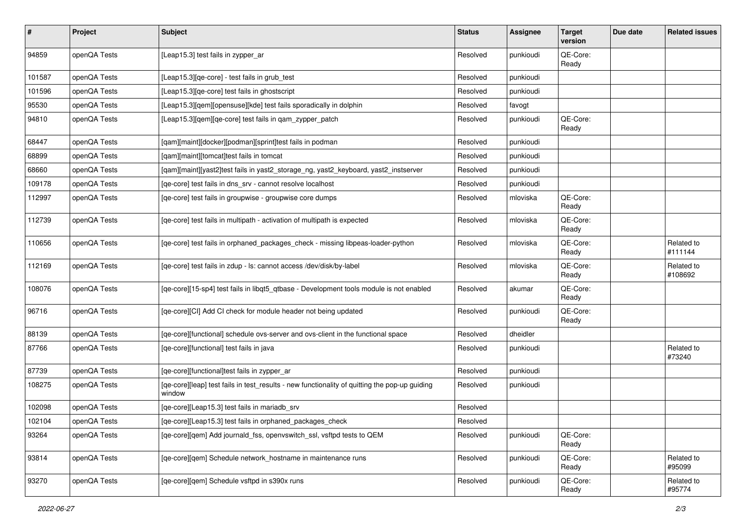| # | Project | Subject | Status | Assignee | Target version | Due date | Related issues |
|---|---|---|---|---|---|---|---|
| 94859 | openQA Tests | [Leap15.3] test fails in zypper_ar | Resolved | punkioudi | QE-Core: Ready | | |
| 101587 | openQA Tests | [Leap15.3][qe-core] - test fails in grub_test | Resolved | punkioudi | | | |
| 101596 | openQA Tests | [Leap15.3][qe-core] test fails in ghostscript | Resolved | punkioudi | | | |
| 95530 | openQA Tests | [Leap15.3][qem][opensuse][kde] test fails sporadically in dolphin | Resolved | favogt | | | |
| 94810 | openQA Tests | [Leap15.3][qem][qe-core] test fails in qam_zypper_patch | Resolved | punkioudi | QE-Core: Ready | | |
| 68447 | openQA Tests | [qam][maint][docker][podman][sprint]test fails in podman | Resolved | punkioudi | | | |
| 68899 | openQA Tests | [qam][maint][tomcat]test fails in tomcat | Resolved | punkioudi | | | |
| 68660 | openQA Tests | [qam][maint][yast2]test fails in yast2_storage_ng, yast2_keyboard, yast2_instserver | Resolved | punkioudi | | | |
| 109178 | openQA Tests | [qe-core] test fails in dns_srv - cannot resolve localhost | Resolved | punkioudi | | | |
| 112997 | openQA Tests | [qe-core] test fails in groupwise - groupwise core dumps | Resolved | mloviska | QE-Core: Ready | | |
| 112739 | openQA Tests | [qe-core] test fails in multipath - activation of multipath is expected | Resolved | mloviska | QE-Core: Ready | | |
| 110656 | openQA Tests | [qe-core] test fails in orphaned_packages_check - missing libpeas-loader-python | Resolved | mloviska | QE-Core: Ready | | Related to #111144 |
| 112169 | openQA Tests | [qe-core] test fails in zdup - ls: cannot access /dev/disk/by-label | Resolved | mloviska | QE-Core: Ready | | Related to #108692 |
| 108076 | openQA Tests | [qe-core][15-sp4] test fails in libqt5_qtbase - Development tools module is not enabled | Resolved | akumar | QE-Core: Ready | | |
| 96716 | openQA Tests | [qe-core][CI] Add CI check for module header not being updated | Resolved | punkioudi | QE-Core: Ready | | |
| 88139 | openQA Tests | [qe-core][functional] schedule ovs-server and ovs-client in the functional space | Resolved | dheidler | | | |
| 87766 | openQA Tests | [qe-core][functional] test fails in java | Resolved | punkioudi | | | Related to #73240 |
| 87739 | openQA Tests | [qe-core][functional]test fails in zypper_ar | Resolved | punkioudi | | | |
| 108275 | openQA Tests | [qe-core][leap] test fails in test_results - new functionality of quitting the pop-up guiding window | Resolved | punkioudi | | | |
| 102098 | openQA Tests | [qe-core][Leap15.3] test fails in mariadb_srv | Resolved | | | | |
| 102104 | openQA Tests | [qe-core][Leap15.3] test fails in orphaned_packages_check | Resolved | | | | |
| 93264 | openQA Tests | [qe-core][qem] Add journald_fss, openvswitch_ssl, vsftpd tests to QEM | Resolved | punkioudi | QE-Core: Ready | | |
| 93814 | openQA Tests | [qe-core][qem] Schedule network_hostname in maintenance runs | Resolved | punkioudi | QE-Core: Ready | | Related to #95099 |
| 93270 | openQA Tests | [qe-core][qem] Schedule vsftpd in s390x runs | Resolved | punkioudi | QE-Core: Ready | | Related to #95774 |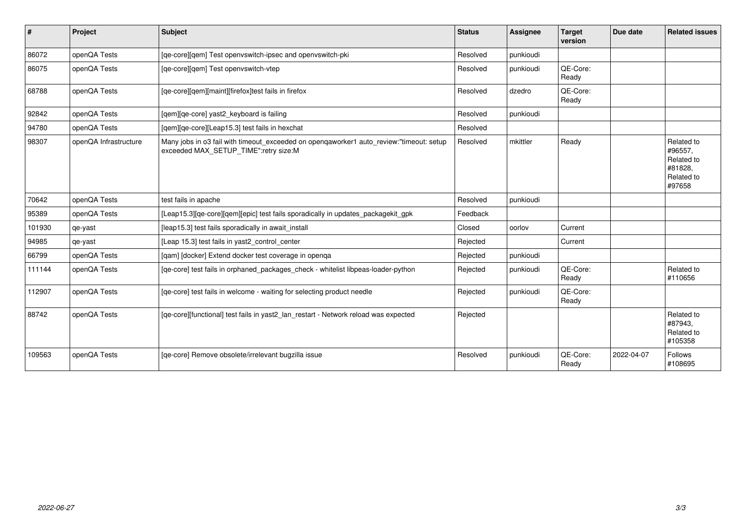| # | Project | Subject | Status | Assignee | Target version | Due date | Related issues |
| --- | --- | --- | --- | --- | --- | --- | --- |
| 86072 | openQA Tests | [qe-core][qem] Test openvswitch-ipsec and openvswitch-pki | Resolved | punkioudi | | | |
| 86075 | openQA Tests | [qe-core][qem] Test openvswitch-vtep | Resolved | punkioudi | QE-Core: Ready | | |
| 68788 | openQA Tests | [qe-core][qem][maint][firefox]test fails in firefox | Resolved | dzedro | QE-Core: Ready | | |
| 92842 | openQA Tests | [qem][qe-core] yast2_keyboard is failing | Resolved | punkioudi | | | |
| 94780 | openQA Tests | [qem][qe-core][Leap15.3] test fails in hexchat | Resolved | | | | |
| 98307 | openQA Infrastructure | Many jobs in o3 fail with timeout_exceeded on openqaworker1 auto_review:"timeout: setup exceeded MAX_SETUP_TIME":retry size:M | Resolved | mkittler | Ready | | Related to #96557, Related to #81828, Related to #97658 |
| 70642 | openQA Tests | test fails in apache | Resolved | punkioudi | | | |
| 95389 | openQA Tests | [Leap15.3][qe-core][qem][epic] test fails sporadically in updates_packagekit_gpk | Feedback | | | | |
| 101930 | qe-yast | [leap15.3] test fails sporadically in await_install | Closed | oorlov | Current | | |
| 94985 | qe-yast | [Leap 15.3] test fails in yast2_control_center | Rejected | | Current | | |
| 66799 | openQA Tests | [qam] [docker] Extend docker test coverage in openqa | Rejected | punkioudi | | | |
| 111144 | openQA Tests | [qe-core] test fails in orphaned_packages_check - whitelist libpeas-loader-python | Rejected | punkioudi | QE-Core: Ready | | Related to #110656 |
| 112907 | openQA Tests | [qe-core] test fails in welcome - waiting for selecting product needle | Rejected | punkioudi | QE-Core: Ready | | |
| 88742 | openQA Tests | [qe-core][functional] test fails in yast2_lan_restart - Network reload was expected | Rejected | | | | Related to #87943, Related to #105358 |
| 109563 | openQA Tests | [qe-core] Remove obsolete/irrelevant bugzilla issue | Resolved | punkioudi | QE-Core: Ready | 2022-04-07 | Follows #108695 |